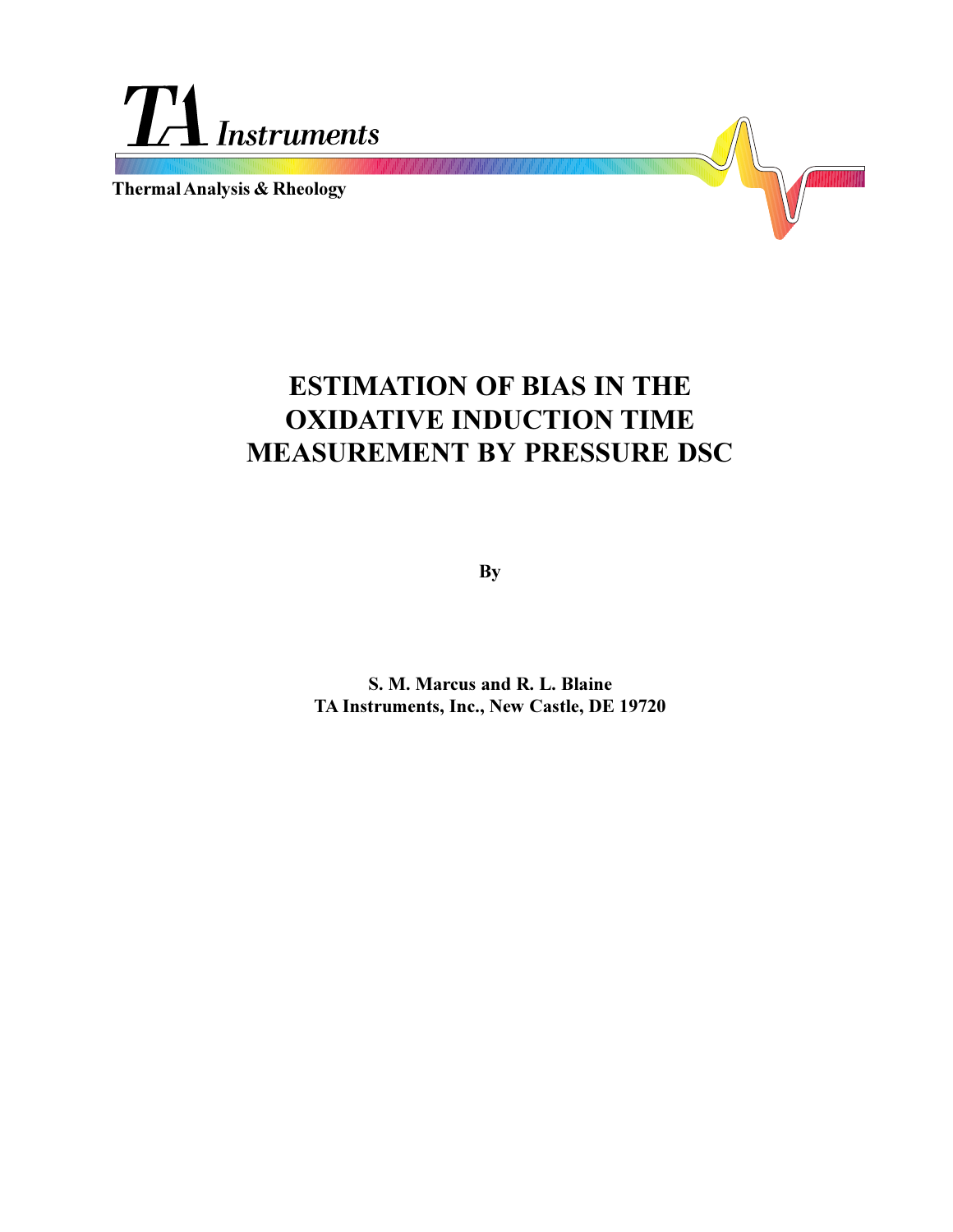TA Instruments

Thermal Analysis & Rheology

# ESTIMATION OF BIAS IN THE OXIDATIVE INDUCTION TIME MEASUREMENT BY PRESSURE DSC

By

**S. M. Marcus and R. L. Blaine**
**TA Instruments, Inc., New Castle, DE 19720**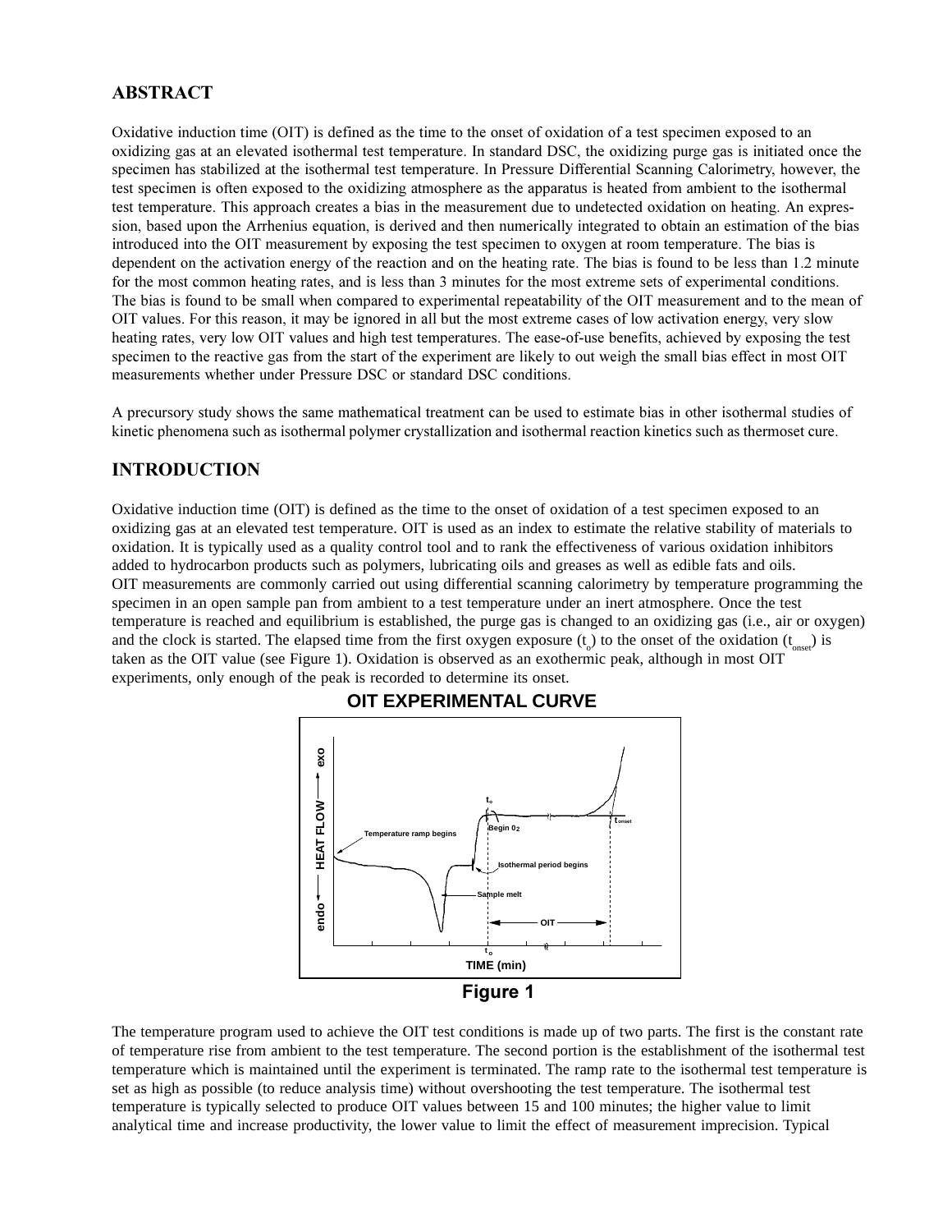## ABSTRACT

Oxidative induction time (OIT) is defined as the time to the onset of oxidation of a test specimen exposed to an oxidizing gas at an elevated isothermal test temperature. In standard DSC, the oxidizing purge gas is initiated once the specimen has stabilized at the isothermal test temperature. In Pressure Differential Scanning Calorimetry, however, the test specimen is often exposed to the oxidizing atmosphere as the apparatus is heated from ambient to the isothermal test temperature. This approach creates a bias in the measurement due to undetected oxidation on heating. An expression, based upon the Arrhenius equation, is derived and then numerically integrated to obtain an estimation of the bias introduced into the OIT measurement by exposing the test specimen to oxygen at room temperature. The bias is dependent on the activation energy of the reaction and on the heating rate. The bias is found to be less than 1.2 minute for the most common heating rates, and is less than 3 minutes for the most extreme sets of experimental conditions. The bias is found to be small when compared to experimental repeatability of the OIT measurement and to the mean of OIT values. For this reason, it may be ignored in all but the most extreme cases of low activation energy, very slow heating rates, very low OIT values and high test temperatures. The ease-of-use benefits, achieved by exposing the test specimen to the reactive gas from the start of the experiment are likely to out weigh the small bias effect in most OIT measurements whether under Pressure DSC or standard DSC conditions.

A precursory study shows the same mathematical treatment can be used to estimate bias in other isothermal studies of kinetic phenomena such as isothermal polymer crystallization and isothermal reaction kinetics such as thermoset cure.

## INTRODUCTION

Oxidative induction time (OIT) is defined as the time to the onset of oxidation of a test specimen exposed to an oxidizing gas at an elevated test temperature. OIT is used as an index to estimate the relative stability of materials to oxidation. It is typically used as a quality control tool and to rank the effectiveness of various oxidation inhibitors added to hydrocarbon products such as polymers, lubricating oils and greases as well as edible fats and oils.
OIT measurements are commonly carried out using differential scanning calorimetry by temperature programming the specimen in an open sample pan from ambient to a test temperature under an inert atmosphere. Once the test temperature is reached and equilibrium is established, the purge gas is changed to an oxidizing gas (i.e., air or oxygen) and the clock is started. The elapsed time from the first oxygen exposure ($t_o$) to the onset of the oxidation ($t_{onset}$) is taken as the OIT value (see Figure 1). Oxidation is observed as an exothermic peak, although in most OIT experiments, only enough of the peak is recorded to determine its onset.

**OIT EXPERIMENTAL CURVE**

Figure 1

The temperature program used to achieve the OIT test conditions is made up of two parts. The first is the constant rate of temperature rise from ambient to the test temperature. The second portion is the establishment of the isothermal test temperature which is maintained until the experiment is terminated. The ramp rate to the isothermal test temperature is set as high as possible (to reduce analysis time) without overshooting the test temperature. The isothermal test temperature is typically selected to produce OIT values between 15 and 100 minutes; the higher value to limit analytical time and increase productivity, the lower value to limit the effect of measurement imprecision. Typical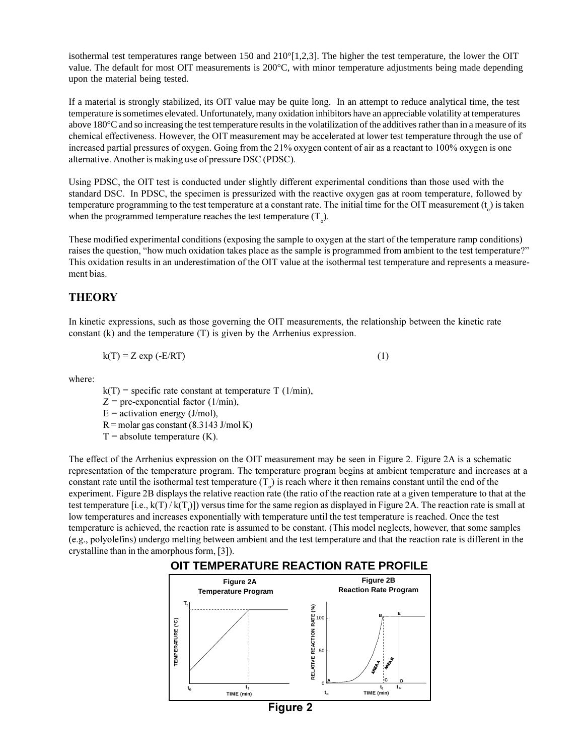isothermal test temperatures range between 150 and 210°[1,2,3]. The higher the test temperature, the lower the OIT value. The default for most OIT measurements is 200°C, with minor temperature adjustments being made depending upon the material being tested.

If a material is strongly stabilized, its OIT value may be quite long. In an attempt to reduce analytical time, the test temperature is sometimes elevated. Unfortunately, many oxidation inhibitors have an appreciable volatility at temperatures above 180°C and so increasing the test temperature results in the volatilization of the additives rather than in a measure of its chemical effectiveness. However, the OIT measurement may be accelerated at lower test temperature through the use of increased partial pressures of oxygen. Going from the 21% oxygen content of air as a reactant to 100% oxygen is one alternative. Another is making use of pressure DSC (PDSC).

Using PDSC, the OIT test is conducted under slightly different experimental conditions than those used with the standard DSC. In PDSC, the specimen is pressurized with the reactive oxygen gas at room temperature, followed by temperature programming to the test temperature at a constant rate. The initial time for the OIT measurement ($t_o$) is taken when the programmed temperature reaches the test temperature ($T_o$).

These modified experimental conditions (exposing the sample to oxygen at the start of the temperature ramp conditions) raises the question, "how much oxidation takes place as the sample is programmed from ambient to the test temperature?" This oxidation results in an underestimation of the OIT value at the isothermal test temperature and represents a measurement bias.

## THEORY

In kinetic expressions, such as those governing the OIT measurements, the relationship between the kinetic rate constant (k) and the temperature (T) is given by the Arrhenius expression.

$$k(T) = Z \exp(-E/RT) \qquad (1)$$

where:

$k(T)$ = specific rate constant at temperature T (1/min),
$Z$ = pre-exponential factor (1/min),
$E$ = activation energy (J/mol),
$R$ = molar gas constant (8.3143 J/mol K)
$T$ = absolute temperature (K).

The effect of the Arrhenius expression on the OIT measurement may be seen in Figure 2. Figure 2A is a schematic representation of the temperature program. The temperature program begins at ambient temperature and increases at a constant rate until the isothermal test temperature ($T_o$) is reach where it then remains constant until the end of the experiment. Figure 2B displays the relative reaction rate (the ratio of the reaction rate at a given temperature to that at the test temperature [i.e., $k(T) / k(T_t)$]) versus time for the same region as displayed in Figure 2A. The reaction rate is small at low temperatures and increases exponentially with temperature until the test temperature is reached. Once the test temperature is achieved, the reaction rate is assumed to be constant. (This model neglects, however, that some samples (e.g., polyolefins) undergo melting between ambient and the test temperature and that the reaction rate is different in the crystalline than in the amorphous form, [3]).

**OIT TEMPERATURE REACTION RATE PROFILE**

Figure 2A Temperature Program; Figure 2B Reaction Rate Program

**Figure 2**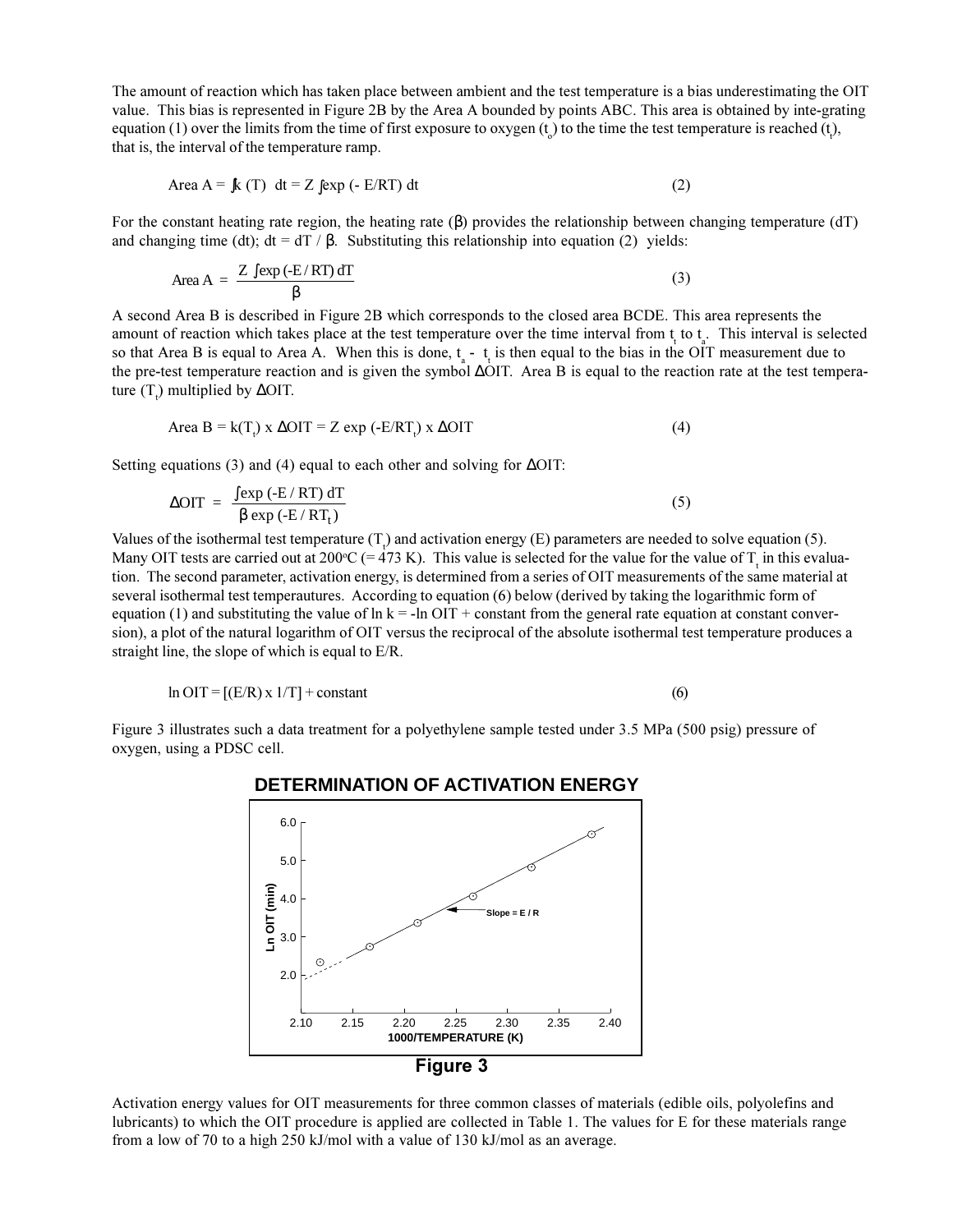The amount of reaction which has taken place between ambient and the test temperature is a bias underestimating the OIT value. This bias is represented in Figure 2B by the Area A bounded by points ABC. This area is obtained by inte-grating equation (1) over the limits from the time of first exposure to oxygen ($t_o$) to the time the test temperature is reached ($t_t$), that is, the interval of the temperature ramp.

$$\text{Area A} = \int k(T)\ dt = Z \int \exp(-E/RT)\ dt \tag{2}$$

For the constant heating rate region, the heating rate ($\beta$) provides the relationship between changing temperature (dT) and changing time (dt); $dt = dT / \beta$. Substituting this relationship into equation (2) yields:

$$\text{Area A} = \frac{Z \int \exp(-E/RT)\, dT}{\beta} \tag{3}$$

A second Area B is described in Figure 2B which corresponds to the closed area BCDE. This area represents the amount of reaction which takes place at the test temperature over the time interval from $t_t$ to $t_a$. This interval is selected so that Area B is equal to Area A. When this is done, $t_a - t_t$ is then equal to the bias in the OIT measurement due to the pre-test temperature reaction and is given the symbol $\Delta$OIT. Area B is equal to the reaction rate at the test temperature ($T_t$) multiplied by $\Delta$OIT.

$$\text{Area B} = k(T_t) \times \Delta\text{OIT} = Z \exp(-E/RT_t) \times \Delta\text{OIT} \tag{4}$$

Setting equations (3) and (4) equal to each other and solving for $\Delta$OIT:

$$\Delta\text{OIT} = \frac{\int \exp(-E/RT)\, dT}{\beta \exp(-E/RT_t)} \tag{5}$$

Values of the isothermal test temperature ($T_t$) and activation energy (E) parameters are needed to solve equation (5). Many OIT tests are carried out at 200°C (= 473 K). This value is selected for the value for the value of $T_t$ in this evaluation. The second parameter, activation energy, is determined from a series of OIT measurements of the same material at several isothermal test temperautures. According to equation (6) below (derived by taking the logarithmic form of equation (1) and substituting the value of $\ln k = -\ln \text{OIT} + \text{constant}$ from the general rate equation at constant conversion), a plot of the natural logarithm of OIT versus the reciprocal of the absolute isothermal test temperature produces a straight line, the slope of which is equal to E/R.

$$\ln \text{OIT} = [(E/R) \times 1/T] + \text{constant} \tag{6}$$

Figure 3 illustrates such a data treatment for a polyethylene sample tested under 3.5 MPa (500 psig) pressure of oxygen, using a PDSC cell.

**Figure 3**

Activation energy values for OIT measurements for three common classes of materials (edible oils, polyolefins and lubricants) to which the OIT procedure is applied are collected in Table 1. The values for E for these materials range from a low of 70 to a high 250 kJ/mol with a value of 130 kJ/mol as an average.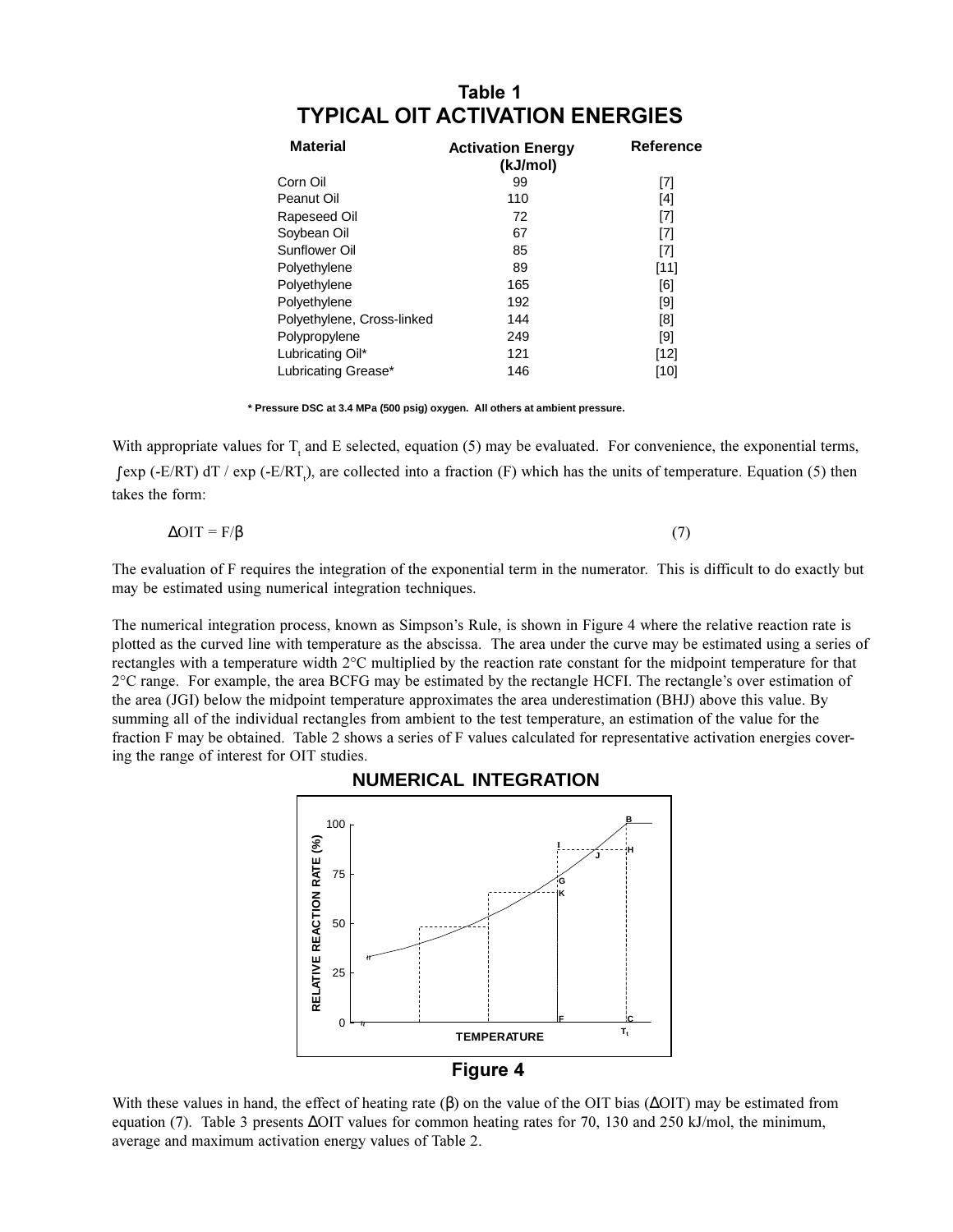## Table 1
## TYPICAL OIT ACTIVATION ENERGIES

| Material | Activation Energy (kJ/mol) | Reference |
|---|---|---|
| Corn Oil | 99 | [7] |
| Peanut Oil | 110 | [4] |
| Rapeseed Oil | 72 | [7] |
| Soybean Oil | 67 | [7] |
| Sunflower Oil | 85 | [7] |
| Polyethylene | 89 | [11] |
| Polyethylene | 165 | [6] |
| Polyethylene | 192 | [9] |
| Polyethylene, Cross-linked | 144 | [8] |
| Polypropylene | 249 | [9] |
| Lubricating Oil* | 121 | [12] |
| Lubricating Grease* | 146 | [10] |

**\* Pressure DSC at 3.4 MPa (500 psig) oxygen. All others at ambient pressure.**

With appropriate values for $T_t$ and E selected, equation (5) may be evaluated. For convenience, the exponential terms, $\int \exp(-E/RT)\,dT / \exp(-E/RT_t)$, are collected into a fraction (F) which has the units of temperature. Equation (5) then takes the form:

$$\Delta OIT = F/\beta \qquad (7)$$

The evaluation of F requires the integration of the exponential term in the numerator. This is difficult to do exactly but may be estimated using numerical integration techniques.

The numerical integration process, known as Simpson's Rule, is shown in Figure 4 where the relative reaction rate is plotted as the curved line with temperature as the abscissa. The area under the curve may be estimated using a series of rectangles with a temperature width 2°C multiplied by the reaction rate constant for the midpoint temperature for that 2°C range. For example, the area BCFG may be estimated by the rectangle HCFI. The rectangle's over estimation of the area (JGI) below the midpoint temperature approximates the area underestimation (BHJ) above this value. By summing all of the individual rectangles from ambient to the test temperature, an estimation of the value for the fraction F may be obtained. Table 2 shows a series of F values calculated for representative activation energies covering the range of interest for OIT studies.

**NUMERICAL INTEGRATION**

**Figure 4**

With these values in hand, the effect of heating rate ($\beta$) on the value of the OIT bias ($\Delta$OIT) may be estimated from equation (7). Table 3 presents $\Delta$OIT values for common heating rates for 70, 130 and 250 kJ/mol, the minimum, average and maximum activation energy values of Table 2.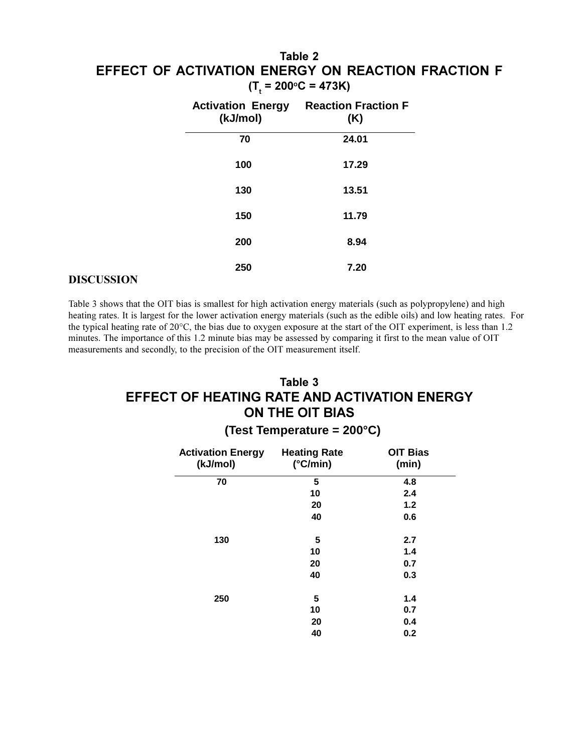**Table 2**

**EFFECT OF ACTIVATION ENERGY ON REACTION FRACTION F**

**($T_t$ = 200°C = 473K)**

| Activation Energy (kJ/mol) | Reaction Fraction F (K) |
|---|---|
| 70 | 24.01 |
| 100 | 17.29 |
| 130 | 13.51 |
| 150 | 11.79 |
| 200 | 8.94 |
| 250 | 7.20 |

## DISCUSSION

Table 3 shows that the OIT bias is smallest for high activation energy materials (such as polypropylene) and high heating rates. It is largest for the lower activation energy materials (such as the edible oils) and low heating rates. For the typical heating rate of 20°C, the bias due to oxygen exposure at the start of the OIT experiment, is less than 1.2 minutes. The importance of this 1.2 minute bias may be assessed by comparing it first to the mean value of OIT measurements and secondly, to the precision of the OIT measurement itself.

**Table 3**

**EFFECT OF HEATING RATE AND ACTIVATION ENERGY ON THE OIT BIAS**

**(Test Temperature = 200°C)**

| Activation Energy (kJ/mol) | Heating Rate (°C/min) | OIT Bias (min) |
|---|---|---|
| 70 | 5 | 4.8 |
| | 10 | 2.4 |
| | 20 | 1.2 |
| | 40 | 0.6 |
| 130 | 5 | 2.7 |
| | 10 | 1.4 |
| | 20 | 0.7 |
| | 40 | 0.3 |
| 250 | 5 | 1.4 |
| | 10 | 0.7 |
| | 20 | 0.4 |
| | 40 | 0.2 |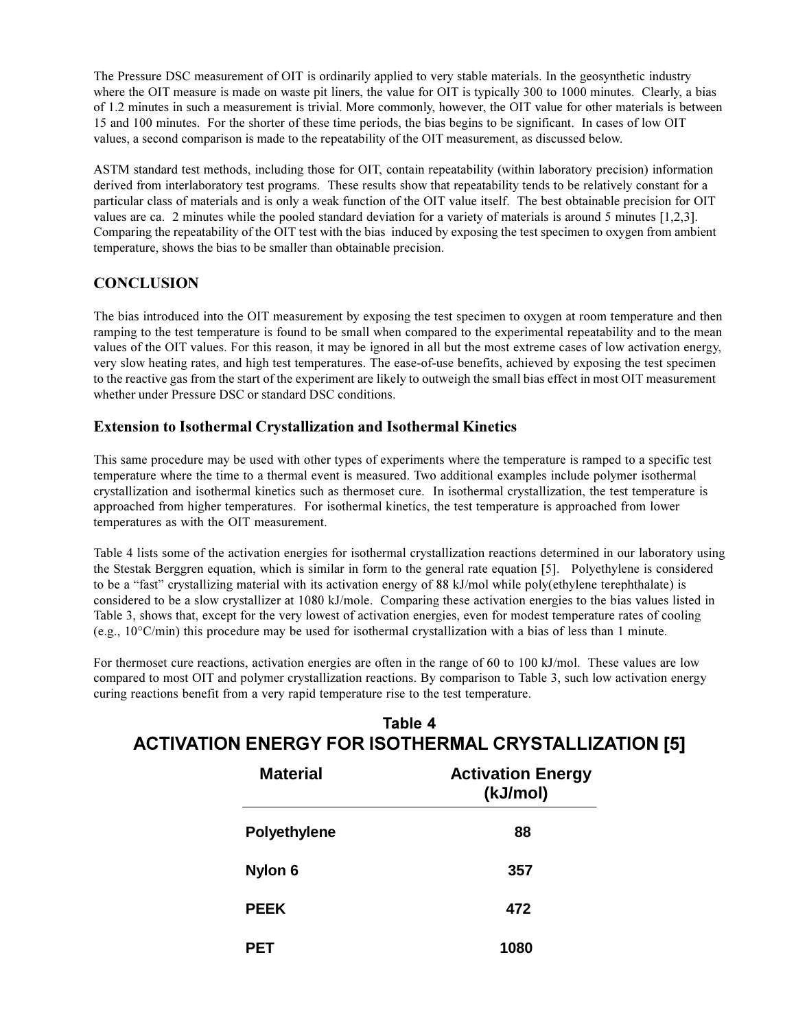The Pressure DSC measurement of OIT is ordinarily applied to very stable materials. In the geosynthetic industry where the OIT measure is made on waste pit liners, the value for OIT is typically 300 to 1000 minutes. Clearly, a bias of 1.2 minutes in such a measurement is trivial. More commonly, however, the OIT value for other materials is between 15 and 100 minutes. For the shorter of these time periods, the bias begins to be significant. In cases of low OIT values, a second comparison is made to the repeatability of the OIT measurement, as discussed below.

ASTM standard test methods, including those for OIT, contain repeatability (within laboratory precision) information derived from interlaboratory test programs. These results show that repeatability tends to be relatively constant for a particular class of materials and is only a weak function of the OIT value itself. The best obtainable precision for OIT values are ca. 2 minutes while the pooled standard deviation for a variety of materials is around 5 minutes [1,2,3]. Comparing the repeatability of the OIT test with the bias induced by exposing the test specimen to oxygen from ambient temperature, shows the bias to be smaller than obtainable precision.

## CONCLUSION

The bias introduced into the OIT measurement by exposing the test specimen to oxygen at room temperature and then ramping to the test temperature is found to be small when compared to the experimental repeatability and to the mean values of the OIT values. For this reason, it may be ignored in all but the most extreme cases of low activation energy, very slow heating rates, and high test temperatures. The ease-of-use benefits, achieved by exposing the test specimen to the reactive gas from the start of the experiment are likely to outweigh the small bias effect in most OIT measurement whether under Pressure DSC or standard DSC conditions.

### Extension to Isothermal Crystallization and Isothermal Kinetics

This same procedure may be used with other types of experiments where the temperature is ramped to a specific test temperature where the time to a thermal event is measured. Two additional examples include polymer isothermal crystallization and isothermal kinetics such as thermoset cure. In isothermal crystallization, the test temperature is approached from higher temperatures. For isothermal kinetics, the test temperature is approached from lower temperatures as with the OIT measurement.

Table 4 lists some of the activation energies for isothermal crystallization reactions determined in our laboratory using the Stestak Berggren equation, which is similar in form to the general rate equation [5]. Polyethylene is considered to be a "fast" crystallizing material with its activation energy of 88 kJ/mol while poly(ethylene terephthalate) is considered to be a slow crystallizer at 1080 kJ/mole. Comparing these activation energies to the bias values listed in Table 3, shows that, except for the very lowest of activation energies, even for modest temperature rates of cooling (e.g., 10°C/min) this procedure may be used for isothermal crystallization with a bias of less than 1 minute.

For thermoset cure reactions, activation energies are often in the range of 60 to 100 kJ/mol. These values are low compared to most OIT and polymer crystallization reactions. By comparison to Table 3, such low activation energy curing reactions benefit from a very rapid temperature rise to the test temperature.

**Table 4**

**ACTIVATION ENERGY FOR ISOTHERMAL CRYSTALLIZATION [5]**

| Material | Activation Energy (kJ/mol) |
|---|---|
| Polyethylene | 88 |
| Nylon 6 | 357 |
| PEEK | 472 |
| PET | 1080 |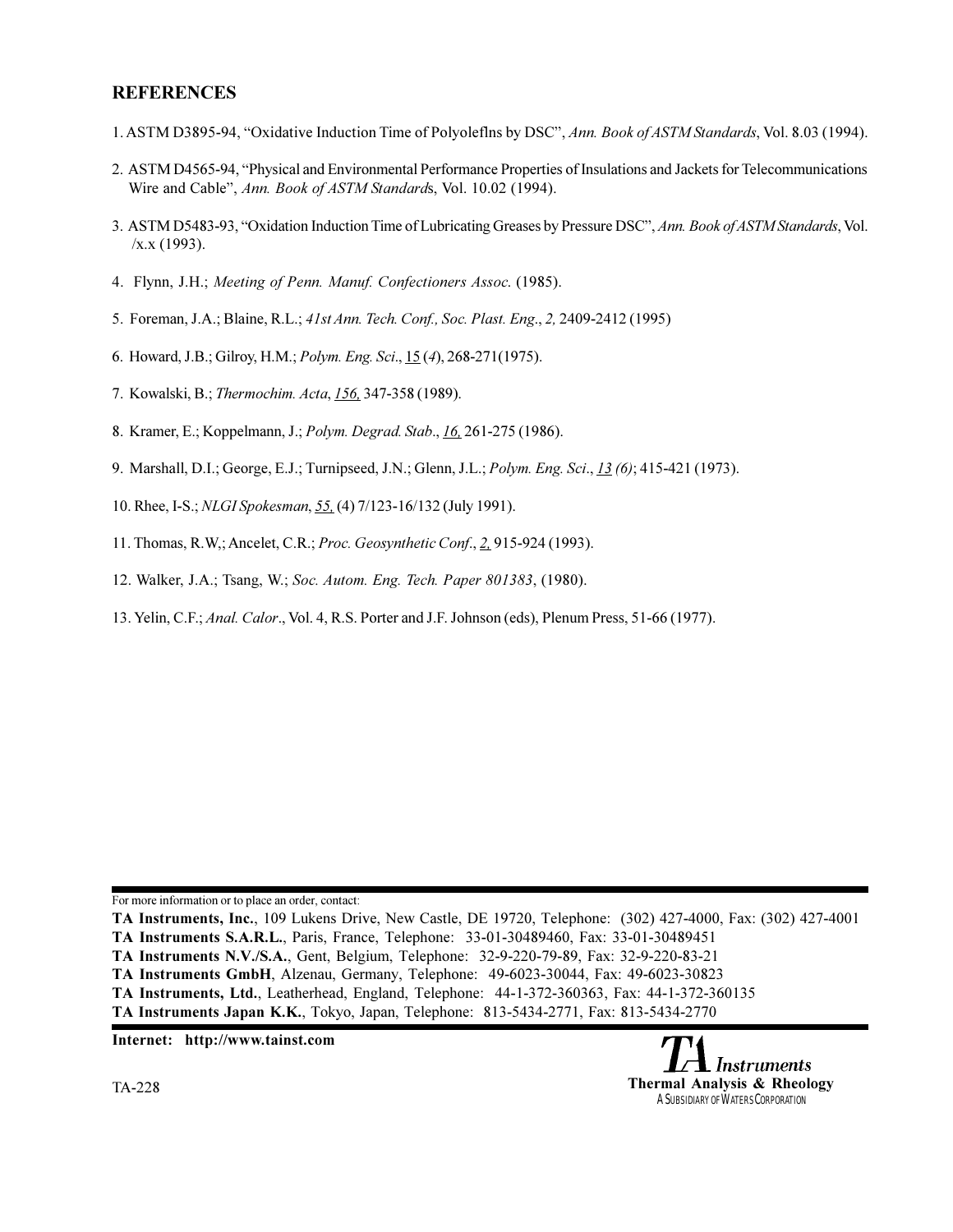## REFERENCES

1. ASTM D3895-94, "Oxidative Induction Time of Polyoleflns by DSC", *Ann. Book of ASTM Standards*, Vol. 8.03 (1994).

2. ASTM D4565-94, "Physical and Environmental Performance Properties of Insulations and Jackets for Telecommunications Wire and Cable", *Ann. Book of ASTM Standard*s, Vol. 10.02 (1994).

3. ASTM D5483-93, "Oxidation Induction Time of Lubricating Greases by Pressure DSC", *Ann. Book of ASTM Standards*, Vol. /x.x (1993).

4. Flynn, J.H.; *Meeting of Penn. Manuf. Confectioners Assoc.* (1985).

5. Foreman, J.A.; Blaine, R.L.; *41st Ann. Tech. Conf., Soc. Plast. Eng*., *2,* 2409-2412 (1995)

6. Howard, J.B.; Gilroy, H.M.; *Polym. Eng. Sci*., 15 (*4*), 268-271(1975).

7. Kowalski, B.; *Thermochim. Acta*, *156,* 347-358 (1989).

8. Kramer, E.; Koppelmann, J.; *Polym. Degrad. Stab*., *16,* 261-275 (1986).

9. Marshall, D.I.; George, E.J.; Turnipseed, J.N.; Glenn, J.L.; *Polym. Eng. Sci*., *13 (6)*; 415-421 (1973).

10. Rhee, I-S.; *NLGI Spokesman*, *55,* (4) 7/123-16/132 (July 1991).

11. Thomas, R.W,; Ancelet, C.R.; *Proc. Geosynthetic Conf*., *2,* 915-924 (1993).

12. Walker, J.A.; Tsang, W.; *Soc. Autom. Eng. Tech. Paper 801383*, (1980).

13. Yelin, C.F.; *Anal. Calor*., Vol. 4, R.S. Porter and J.F. Johnson (eds), Plenum Press, 51-66 (1977).

For more information or to place an order, contact:

**TA Instruments, Inc.**, 109 Lukens Drive, New Castle, DE 19720, Telephone: (302) 427-4000, Fax: (302) 427-4001
**TA Instruments S.A.R.L.**, Paris, France, Telephone: 33-01-30489460, Fax: 33-01-30489451
**TA Instruments N.V./S.A.**, Gent, Belgium, Telephone: 32-9-220-79-89, Fax: 32-9-220-83-21
**TA Instruments GmbH**, Alzenau, Germany, Telephone: 49-6023-30044, Fax: 49-6023-30823
**TA Instruments, Ltd.**, Leatherhead, England, Telephone: 44-1-372-360363, Fax: 44-1-372-360135
**TA Instruments Japan K.K.**, Tokyo, Japan, Telephone: 813-5434-2771, Fax: 813-5434-2770

**Internet: http://www.tainst.com**

TA-228

**TA Instruments**
**Thermal Analysis & Rheology**
A SUBSIDIARY OF WATERS CORPORATION